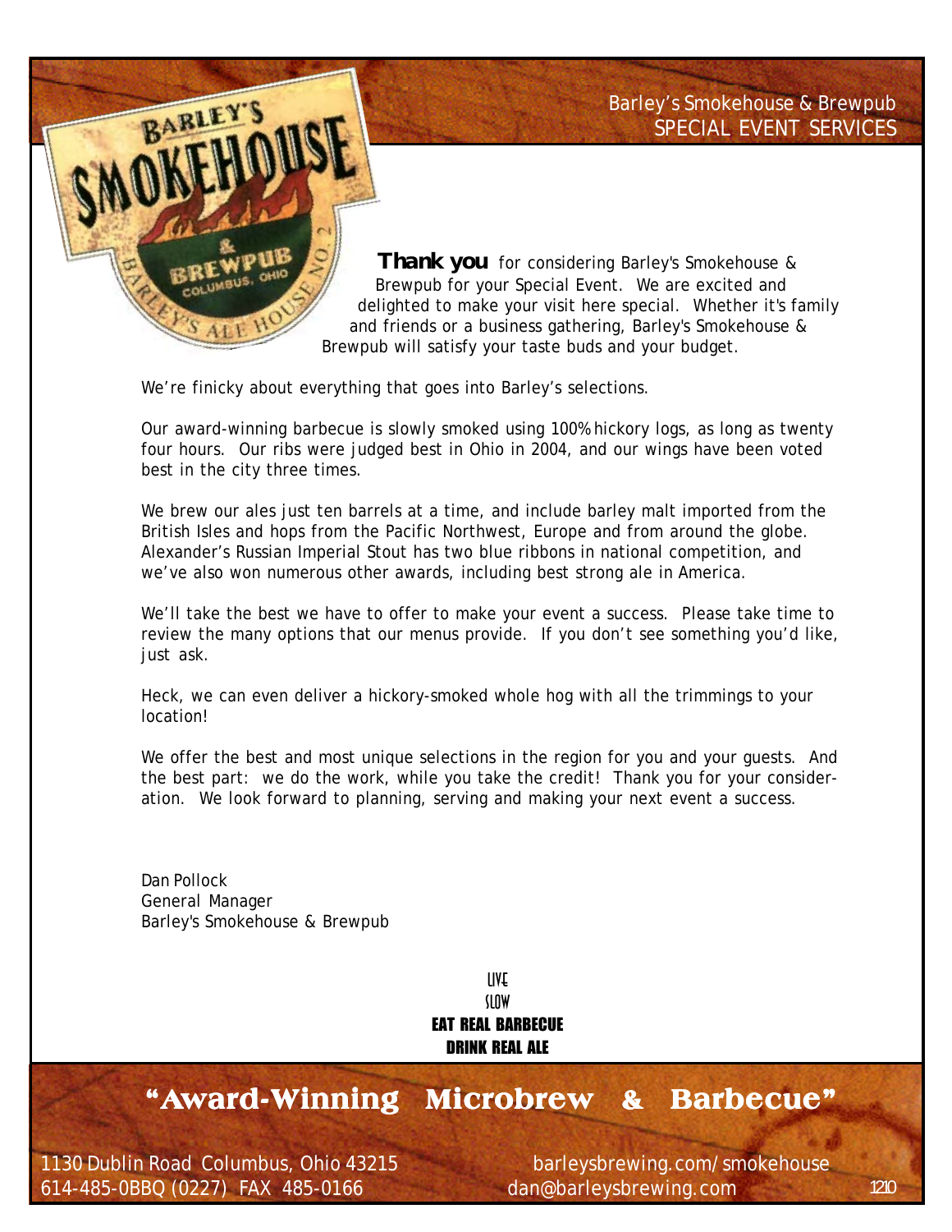Barley's Smokehouse & Brewpub
SPECIAL EVENT SERVICES

**Thank you** for considering Barley's Smokehouse & Brewpub for your Special Event. We are excited and delighted to make your visit here special. Whether it's family and friends or a business gathering, Barley's Smokehouse & Brewpub will satisfy your taste buds and your budget.

We're finicky about everything that goes into Barley's selections.

Our award-winning barbecue is slowly smoked using 100% hickory logs, as long as twenty four hours. Our ribs were judged best in Ohio in 2004, and our wings have been voted best in the city three times.

We brew our ales just ten barrels at a time, and include barley malt imported from the British Isles and hops from the Pacific Northwest, Europe and from around the globe. Alexander's Russian Imperial Stout has two blue ribbons in national competition, and we've also won numerous other awards, including best strong ale in America.

We'll take the best we have to offer to make your event a success. Please take time to review the many options that our menus provide. If you don't see something you'd like, just ask.

Heck, we can even deliver a hickory-smoked whole hog with all the trimmings to your location!

We offer the best and most unique selections in the region for you and your guests. And the best part: we do the work, while you take the credit! Thank you for your consideration. We look forward to planning, serving and making your next event a success.

Dan Pollock
General Manager
Barley's Smokehouse & Brewpub

LIVE
SLOW
**EAT REAL BARBECUE**
**DRINK REAL ALE**

**"Award-Winning Microbrew & Barbecue"**

1130 Dublin Road Columbus, Ohio 43215
614-485-0BBQ (0227) FAX 485-0166

barleysbrewing.com/smokehouse
dan@barleysbrewing.com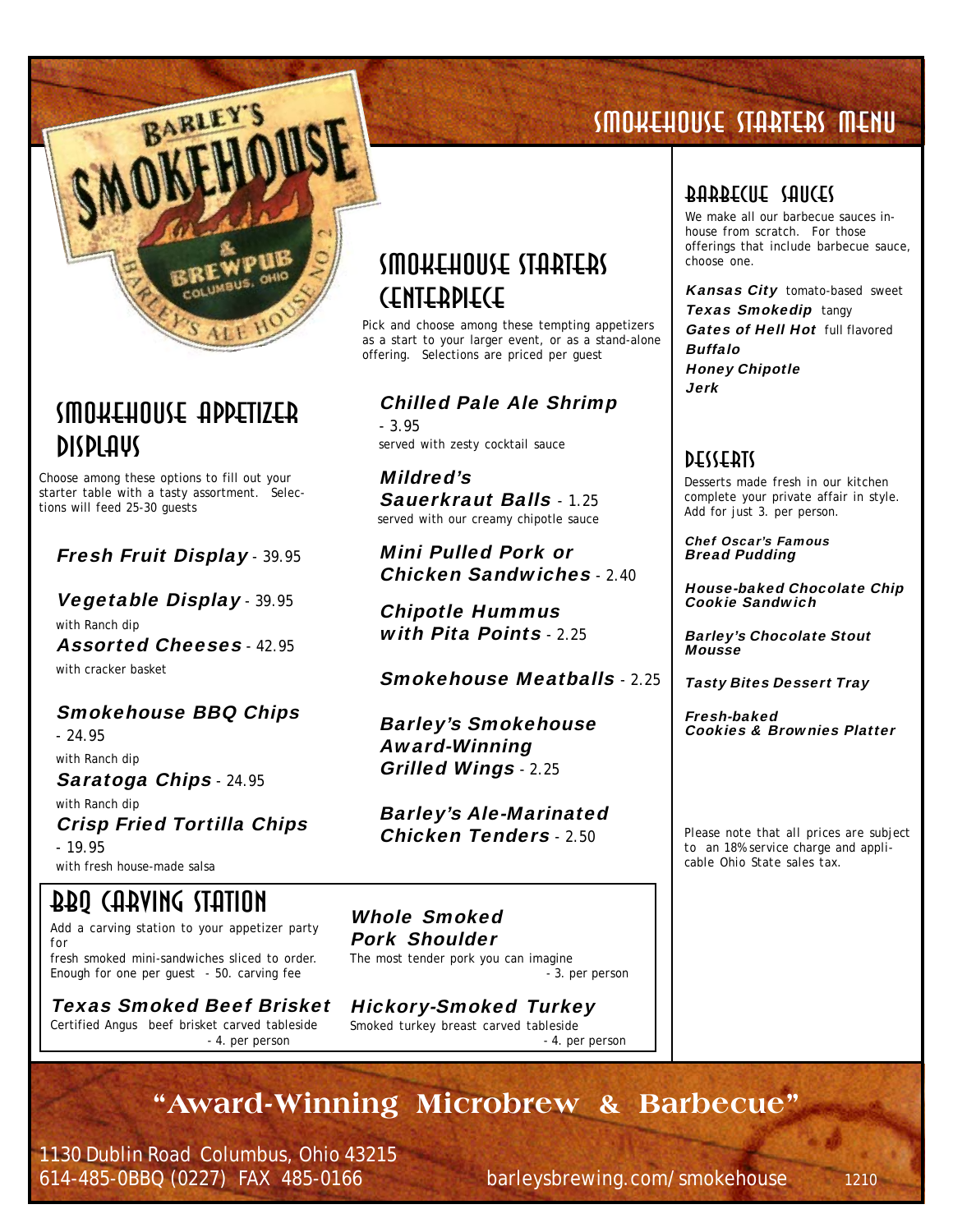# SMOKEHOUSE STARTERS MENU

## SMOKEHOUSE APPETIZER DISPLAYS

Choose among these options to fill out your starter table with a tasty assortment. Selections will feed 25-30 guests

***Fresh Fruit Display*** - 39.95

***Vegetable Display*** - 39.95
with Ranch dip

***Assorted Cheeses*** - 42.95
with cracker basket

***Smokehouse BBQ Chips*** - 24.95
with Ranch dip

***Saratoga Chips*** - 24.95
with Ranch dip

***Crisp Fried Tortilla Chips*** - 19.95
with fresh house-made salsa

## SMOKEHOUSE STARTERS CENTERPIECE

Pick and choose among these tempting appetizers as a start to your larger event, or as a stand-alone offering. Selections are priced per guest

***Chilled Pale Ale Shrimp*** - 3.95
served with zesty cocktail sauce

***Mildred's Sauerkraut Balls*** - 1.25
served with our creamy chipotle sauce

***Mini Pulled Pork or Chicken Sandwiches*** - 2.40

***Chipotle Hummus with Pita Points*** - 2.25

***Smokehouse Meatballs*** - 2.25

***Barley's Smokehouse Award-Winning Grilled Wings*** - 2.25

***Barley's Ale-Marinated Chicken Tenders*** - 2.50

## BBQ CARVING STATION

Add a carving station to your appetizer party for fresh smoked mini-sandwiches sliced to order. Enough for one per guest - 50. carving fee

***Texas Smoked Beef Brisket***
Certified Angus beef brisket carved tableside - 4. per person

***Whole Smoked Pork Shoulder***
The most tender pork you can imagine - 3. per person

***Hickory-Smoked Turkey***
Smoked turkey breast carved tableside - 4. per person

## BARBECUE SAUCES

We make all our barbecue sauces in-house from scratch. For those offerings that include barbecue sauce, choose one.

***Kansas City*** tomato-based sweet
***Texas Smokedip*** tangy
***Gates of Hell Hot*** full flavored
***Buffalo***
***Honey Chipotle***
***Jerk***

## DESSERTS

Desserts made fresh in our kitchen complete your private affair in style. Add for just 3. per person.

***Chef Oscar's Famous Bread Pudding***

***House-baked Chocolate Chip Cookie Sandwich***

***Barley's Chocolate Stout Mousse***

***Tasty Bites Dessert Tray***

***Fresh-baked Cookies & Brownies Platter***

Please note that all prices are subject to an 18% service charge and applicable Ohio State sales tax.

**"Award-Winning Microbrew & Barbecue"**

1130 Dublin Road Columbus, Ohio 43215
614-485-0BBQ (0227) FAX 485-0166

barleysbrewing.com/smokehouse

1210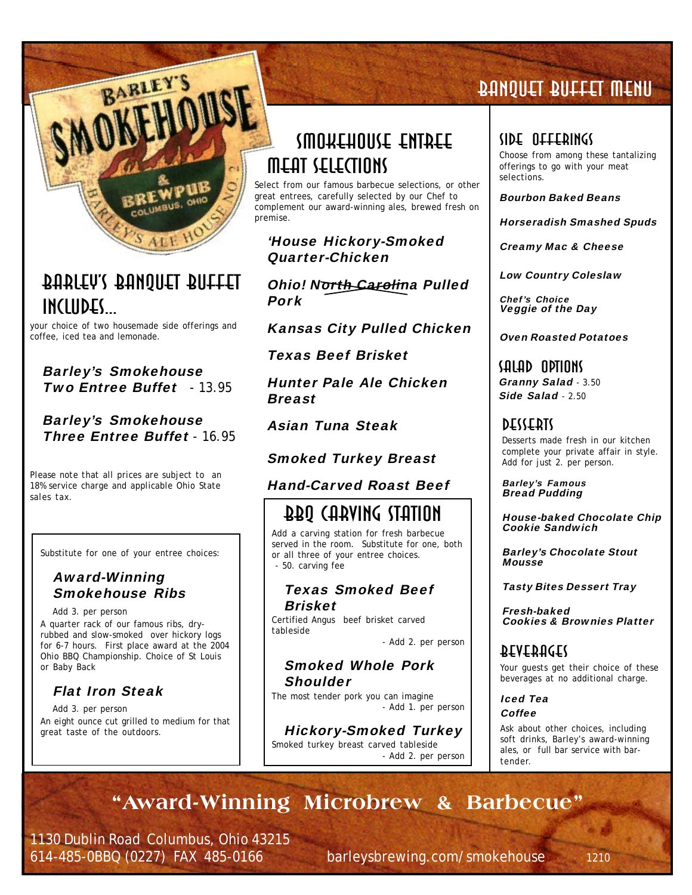# Banquet Buffet Menu

## Barley's Banquet Buffet Includes...

your choice of two housemade side offerings and coffee, iced tea and lemonade.

**Barley's Smokehouse Two Entree Buffet** - 13.95

**Barley's Smokehouse Three Entree Buffet** - 16.95

Please note that all prices are subject to an 18% service charge and applicable Ohio State sales tax.

Substitute for one of your entree choices:

**Award-Winning Smokehouse Ribs**

Add 3. per person

A quarter rack of our famous ribs, dry-rubbed and slow-smoked over hickory logs for 6-7 hours. First place award at the 2004 Ohio BBQ Championship. Choice of St Louis or Baby Back

**Flat Iron Steak**

Add 3. per person

An eight ounce cut grilled to medium for that great taste of the outdoors.

## Smokehouse Entree Meat Selections

Select from our famous barbecue selections, or other great entrees, carefully selected by our Chef to complement our award-winning ales, brewed fresh on premise.

**'House Hickory-Smoked Quarter-Chicken**

**Ohio! ~~North Carolina~~ Pulled Pork**

**Kansas City Pulled Chicken**

**Texas Beef Brisket**

**Hunter Pale Ale Chicken Breast**

**Asian Tuna Steak**

**Smoked Turkey Breast**

**Hand-Carved Roast Beef**

## BBQ Carving Station

Add a carving station for fresh barbecue served in the room. Substitute for one, both or all three of your entree choices.
- 50. carving fee

**Texas Smoked Beef Brisket**

Certified Angus beef brisket carved tableside
- Add 2. per person

**Smoked Whole Pork Shoulder**

The most tender pork you can imagine
- Add 1. per person

**Hickory-Smoked Turkey**

Smoked turkey breast carved tableside
- Add 2. per person

## Side Offerings

Choose from among these tantalizing offerings to go with your meat selections.

**Bourbon Baked Beans**

**Horseradish Smashed Spuds**

**Creamy Mac & Cheese**

**Low Country Coleslaw**

**Chef's Choice Veggie of the Day**

**Oven Roasted Potatoes**

## Salad Options

**Granny Salad** - 3.50
**Side Salad** - 2.50

## Desserts

Desserts made fresh in our kitchen complete your private affair in style. Add for just 2. per person.

**Barley's Famous Bread Pudding**

**House-baked Chocolate Chip Cookie Sandwich**

**Barley's Chocolate Stout Mousse**

**Tasty Bites Dessert Tray**

**Fresh-baked Cookies & Brownies Platter**

## Beverages

Your guests get their choice of these beverages at no additional charge.

**Iced Tea**

**Coffee**

Ask about other choices, including soft drinks, Barley's award-winning ales, or full bar service with bartender.

## "Award-Winning Microbrew & Barbecue"

1130 Dublin Road Columbus, Ohio 43215
614-485-0BBQ (0227) FAX 485-0166

barleysbrewing.com/smokehouse

1210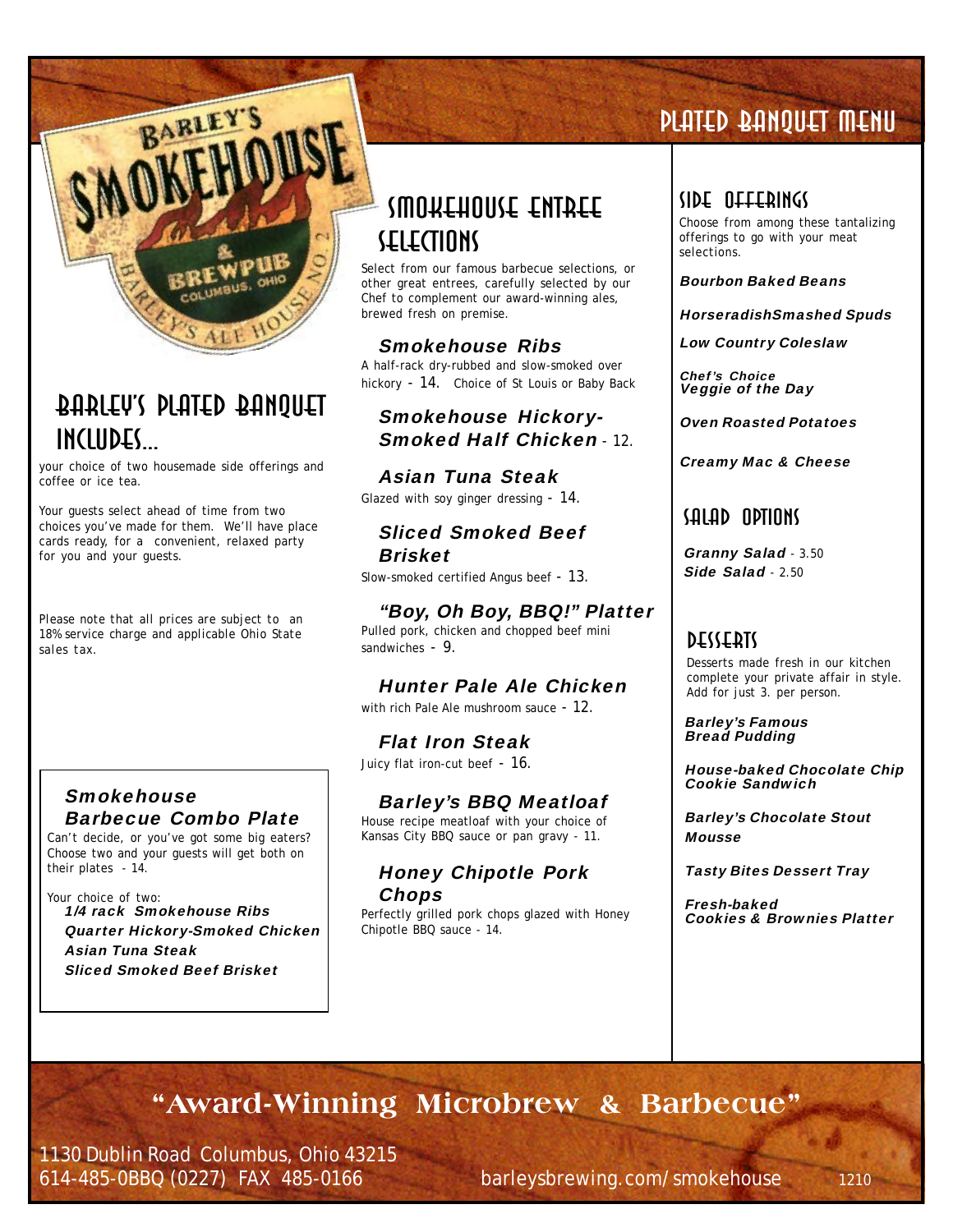# PLATED BANQUET MENU

## BARLEY'S PLATED BANQUET INCLUDES...

your choice of two housemade side offerings and coffee or ice tea.

Your guests select ahead of time from two choices you've made for them. We'll have place cards ready, for a convenient, relaxed party for you and your guests.

Please note that all prices are subject to an 18% service charge and applicable Ohio State sales tax.

### Smokehouse Barbecue Combo Plate

Can't decide, or you've got some big eaters? Choose two and your guests will get both on their plates - 14.

Your choice of two:

- ***1/4 rack Smokehouse Ribs***
- ***Quarter Hickory-Smoked Chicken***
- ***Asian Tuna Steak***
- ***Sliced Smoked Beef Brisket***

## SMOKEHOUSE ENTREE SELECTIONS

Select from our famous barbecue selections, or other great entrees, carefully selected by our Chef to complement our award-winning ales, brewed fresh on premise.

### *Smokehouse Ribs*

A half-rack dry-rubbed and slow-smoked over hickory - 14. Choice of St Louis or Baby Back

### *Smokehouse Hickory-Smoked Half Chicken* - 12.

### *Asian Tuna Steak*

Glazed with soy ginger dressing - 14.

### *Sliced Smoked Beef Brisket*

Slow-smoked certified Angus beef - 13.

### *"Boy, Oh Boy, BBQ!" Platter*

Pulled pork, chicken and chopped beef mini sandwiches - 9.

### *Hunter Pale Ale Chicken*

with rich Pale Ale mushroom sauce - 12.

### *Flat Iron Steak*

Juicy flat iron-cut beef - 16.

### *Barley's BBQ Meatloaf*

House recipe meatloaf with your choice of Kansas City BBQ sauce or pan gravy - 11.

### *Honey Chipotle Pork Chops*

Perfectly grilled pork chops glazed with Honey Chipotle BBQ sauce - 14.

## SIDE OFFERINGS

Choose from among these tantalizing offerings to go with your meat selections.

***Bourbon Baked Beans***

***HorseradishSmashed Spuds***

***Low Country Coleslaw***

***Chef's Choice Veggie of the Day***

***Oven Roasted Potatoes***

***Creamy Mac & Cheese***

## SALAD OPTIONS

***Granny Salad*** - 3.50
***Side Salad*** - 2.50

## DESSERTS

Desserts made fresh in our kitchen complete your private affair in style. Add for just 3. per person.

***Barley's Famous Bread Pudding***

***House-baked Chocolate Chip Cookie Sandwich***

***Barley's Chocolate Stout Mousse***

***Tasty Bites Dessert Tray***

***Fresh-baked Cookies & Brownies Platter***

**"Award-Winning Microbrew & Barbecue"**

1130 Dublin Road Columbus, Ohio 43215
614-485-0BBQ (0227) FAX 485-0166

barleysbrewing.com/smokehouse

1210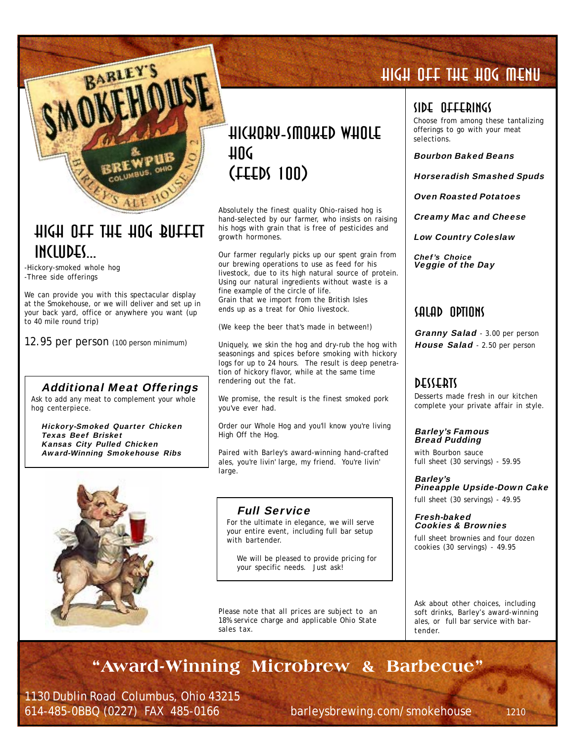# HIGH OFF THE HOG MENU

## HIGH OFF THE HOG BUFFET INCLUDES...

-Hickory-smoked whole hog
-Three side offerings

We can provide you with this spectacular display at the Smokehouse, or we will deliver and set up in your back yard, office or anywhere you want (up to 40 mile round trip)

12.95 per person (100 person minimum)

### Additional Meat Offerings

Ask to add any meat to complement your whole hog centerpiece.

**Hickory-Smoked Quarter Chicken**
**Texas Beef Brisket**
**Kansas City Pulled Chicken**
**Award-Winning Smokehouse Ribs**

## HICKORY-SMOKED WHOLE HOG (FEEDS 100)

Absolutely the finest quality Ohio-raised hog is hand-selected by our farmer, who insists on raising his hogs with grain that is free of pesticides and growth hormones.

Our farmer regularly picks up our spent grain from our brewing operations to use as feed for his livestock, due to its high natural source of protein. Using our natural ingredients without waste is a fine example of the circle of life.
Grain that we import from the British Isles ends up as a treat for Ohio livestock.

(We keep the beer that's made in between!)

Uniquely, we skin the hog and dry-rub the hog with seasonings and spices before smoking with hickory logs for up to 24 hours. The result is deep penetration of hickory flavor, while at the same time rendering out the fat.

We promise, the result is the finest smoked pork you've ever had.

Order our Whole Hog and you'll know you're living High Off the Hog.

Paired with Barley's award-winning hand-crafted ales, you're livin' large, my friend. You're livin' large.

### Full Service

For the ultimate in elegance, we will serve your entire event, including full bar setup with bartender.

We will be pleased to provide pricing for your specific needs. Just ask!

Please note that all prices are subject to an 18% service charge and applicable Ohio State sales tax.

## SIDE OFFERINGS

Choose from among these tantalizing offerings to go with your meat selections.

**Bourbon Baked Beans**

**Horseradish Smashed Spuds**

**Oven Roasted Potatoes**

**Creamy Mac and Cheese**

**Low Country Coleslaw**

**Chef's Choice Veggie of the Day**

## SALAD OPTIONS

**Granny Salad** - 3.00 per person
**House Salad** - 2.50 per person

## DESSERTS

Desserts made fresh in our kitchen complete your private affair in style.

**Barley's Famous Bread Pudding**
with Bourbon sauce
full sheet (30 servings) - 59.95

**Barley's Pineapple Upside-Down Cake**
full sheet (30 servings) - 49.95

**Fresh-baked Cookies & Brownies**
full sheet brownies and four dozen cookies (30 servings) - 49.95

Ask about other choices, including soft drinks, Barley's award-winning ales, or full bar service with bartender.

## "Award-Winning Microbrew & Barbecue"

1130 Dublin Road Columbus, Ohio 43215
614-485-0BBQ (0227) FAX 485-0166
barleysbrewing.com/smokehouse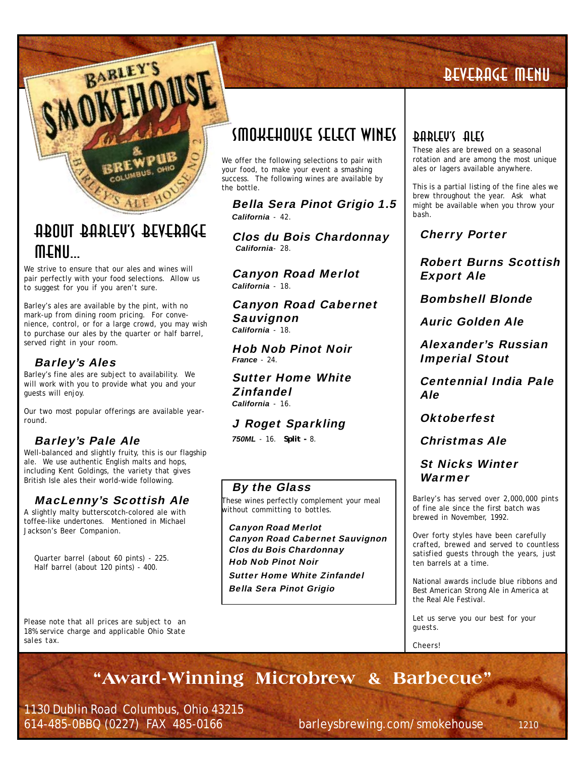# Beverage Menu

## About Barley's Beverage Menu...

We strive to ensure that our ales and wines will pair perfectly with your food selections. Allow us to suggest for you if you aren't sure.

Barley's ales are available by the pint, with no mark-up from dining room pricing. For convenience, control, or for a large crowd, you may wish to purchase our ales by the quarter or half barrel, served right in your room.

### Barley's Ales

Barley's fine ales are subject to availability. We will work with you to provide what you and your guests will enjoy.

Our two most popular offerings are available year-round.

### Barley's Pale Ale

Well-balanced and slightly fruity, this is our flagship ale. We use authentic English malts and hops, including Kent Goldings, the variety that gives British Isle ales their world-wide following.

### MacLenny's Scottish Ale

A slightly malty butterscotch-colored ale with toffee-like undertones. Mentioned in Michael Jackson's Beer Companion.

Quarter barrel (about 60 pints) - 225.
Half barrel (about 120 pints) - 400.

Please note that all prices are subject to an 18% service charge and applicable Ohio State sales tax.

## Smokehouse Select Wines

We offer the following selections to pair with your food, to make your event a smashing success. The following wines are available by the bottle.

**Bella Sera Pinot Grigio 1.5**
***California*** - 42.

**Clos du Bois Chardonnay**
***California***- 28.

**Canyon Road Merlot**
***California*** - 18.

**Canyon Road Cabernet Sauvignon**
***California*** - 18.

**Hob Nob Pinot Noir**
***France*** - 24.

**Sutter Home White Zinfandel**
***California*** - 16.

**J Roget Sparkling**
***750ML*** - 16. **Split -** 8.

### By the Glass

These wines perfectly complement your meal without committing to bottles.

- Canyon Road Merlot
- Canyon Road Cabernet Sauvignon
- Clos du Bois Chardonnay
- Hob Nob Pinot Noir
- Sutter Home White Zinfandel
- Bella Sera Pinot Grigio

## Barley's Ales

These ales are brewed on a seasonal rotation and are among the most unique ales or lagers available anywhere.

This is a partial listing of the fine ales we brew throughout the year. Ask what might be available when you throw your bash.

- ***Cherry Porter***
- ***Robert Burns Scottish Export Ale***
- ***Bombshell Blonde***
- ***Auric Golden Ale***
- ***Alexander's Russian Imperial Stout***
- ***Centennial India Pale Ale***
- ***Oktoberfest***
- ***Christmas Ale***
- ***St Nicks Winter Warmer***

Barley's has served over 2,000,000 pints of fine ale since the first batch was brewed in November, 1992.

Over forty styles have been carefully crafted, brewed and served to countless satisfied guests through the years, just ten barrels at a time.

National awards include blue ribbons and Best American Strong Ale in America at the Real Ale Festival.

Let us serve you our best for your guests.

Cheers!

**"Award-Winning Microbrew & Barbecue"**

1130 Dublin Road Columbus, Ohio 43215
614-485-0BBQ (0227) FAX 485-0166

barleysbrewing.com/smokehouse

1210